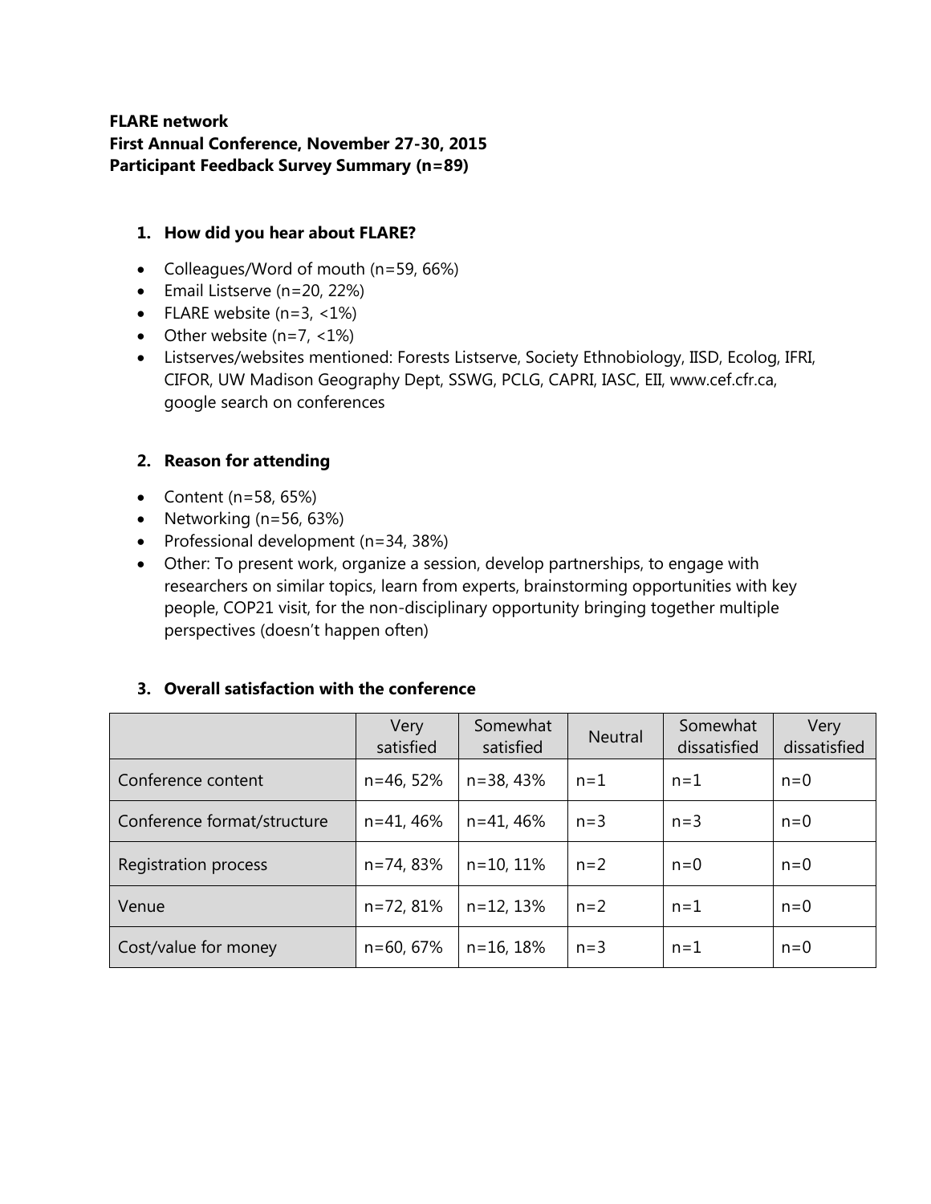**FLARE network**
**First Annual Conference, November 27-30, 2015**
**Participant Feedback Survey Summary (n=89)**

1. **How did you hear about FLARE?**

- Colleagues/Word of mouth (n=59, 66%)
- Email Listserve (n=20, 22%)
- FLARE website (n=3, <1%)
- Other website (n=7, <1%)
- Listserves/websites mentioned: Forests Listserve, Society Ethnobiology, IISD, Ecolog, IFRI, CIFOR, UW Madison Geography Dept, SSWG, PCLG, CAPRI, IASC, EII, www.cef.cfr.ca, google search on conferences

2. **Reason for attending**

- Content (n=58, 65%)
- Networking (n=56, 63%)
- Professional development (n=34, 38%)
- Other: To present work, organize a session, develop partnerships, to engage with researchers on similar topics, learn from experts, brainstorming opportunities with key people, COP21 visit, for the non-disciplinary opportunity bringing together multiple perspectives (doesn't happen often)

3. **Overall satisfaction with the conference**

| | Very satisfied | Somewhat satisfied | Neutral | Somewhat dissatisfied | Very dissatisfied |
|---|---|---|---|---|---|
| Conference content | n=46, 52% | n=38, 43% | n=1 | n=1 | n=0 |
| Conference format/structure | n=41, 46% | n=41, 46% | n=3 | n=3 | n=0 |
| Registration process | n=74, 83% | n=10, 11% | n=2 | n=0 | n=0 |
| Venue | n=72, 81% | n=12, 13% | n=2 | n=1 | n=0 |
| Cost/value for money | n=60, 67% | n=16, 18% | n=3 | n=1 | n=0 |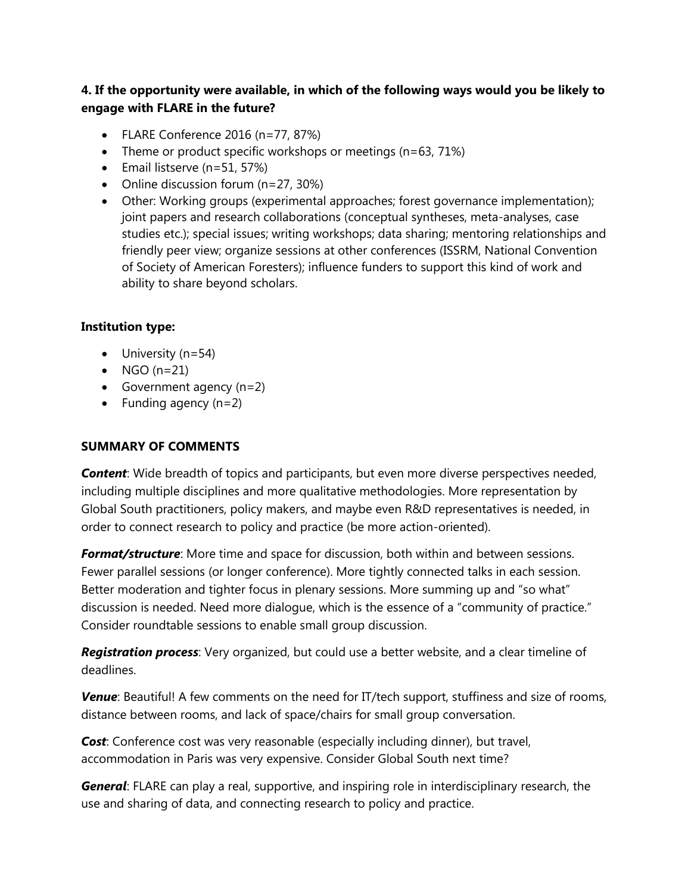**4. If the opportunity were available, in which of the following ways would you be likely to engage with FLARE in the future?**

- FLARE Conference 2016 (n=77, 87%)
- Theme or product specific workshops or meetings (n=63, 71%)
- Email listserve (n=51, 57%)
- Online discussion forum (n=27, 30%)
- Other: Working groups (experimental approaches; forest governance implementation); joint papers and research collaborations (conceptual syntheses, meta-analyses, case studies etc.); special issues; writing workshops; data sharing; mentoring relationships and friendly peer view; organize sessions at other conferences (ISSRM, National Convention of Society of American Foresters); influence funders to support this kind of work and ability to share beyond scholars.

**Institution type:**

- University (n=54)
- NGO (n=21)
- Government agency (n=2)
- Funding agency (n=2)

**SUMMARY OF COMMENTS**

***Content***: Wide breadth of topics and participants, but even more diverse perspectives needed, including multiple disciplines and more qualitative methodologies. More representation by Global South practitioners, policy makers, and maybe even R&D representatives is needed, in order to connect research to policy and practice (be more action-oriented).

***Format/structure***: More time and space for discussion, both within and between sessions. Fewer parallel sessions (or longer conference). More tightly connected talks in each session. Better moderation and tighter focus in plenary sessions. More summing up and "so what" discussion is needed. Need more dialogue, which is the essence of a "community of practice." Consider roundtable sessions to enable small group discussion.

***Registration process***: Very organized, but could use a better website, and a clear timeline of deadlines.

***Venue***: Beautiful! A few comments on the need for IT/tech support, stuffiness and size of rooms, distance between rooms, and lack of space/chairs for small group conversation.

***Cost***: Conference cost was very reasonable (especially including dinner), but travel, accommodation in Paris was very expensive. Consider Global South next time?

***General***: FLARE can play a real, supportive, and inspiring role in interdisciplinary research, the use and sharing of data, and connecting research to policy and practice.